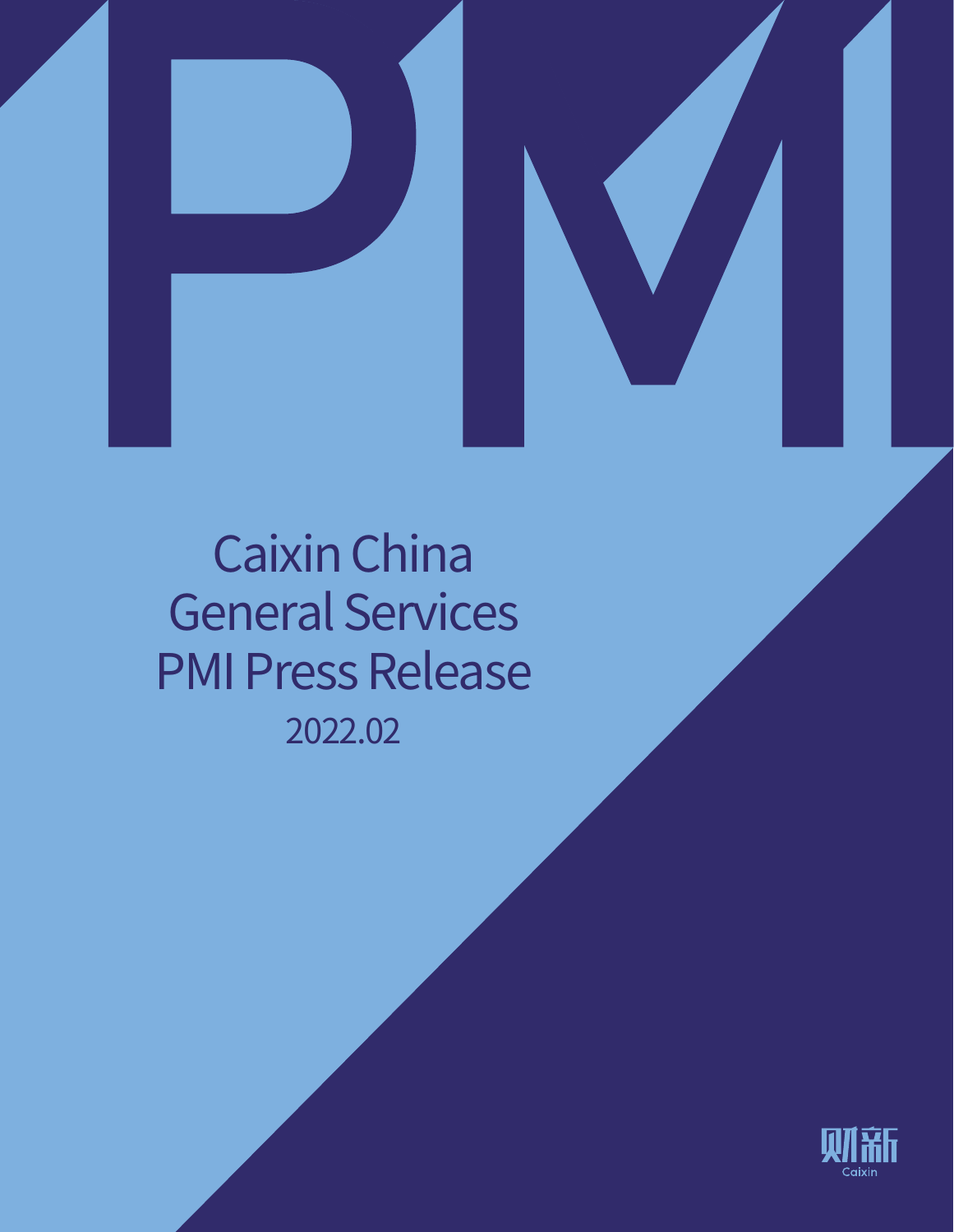# Caixin China General Services PMI Press Release

2022.02

财新

Caixin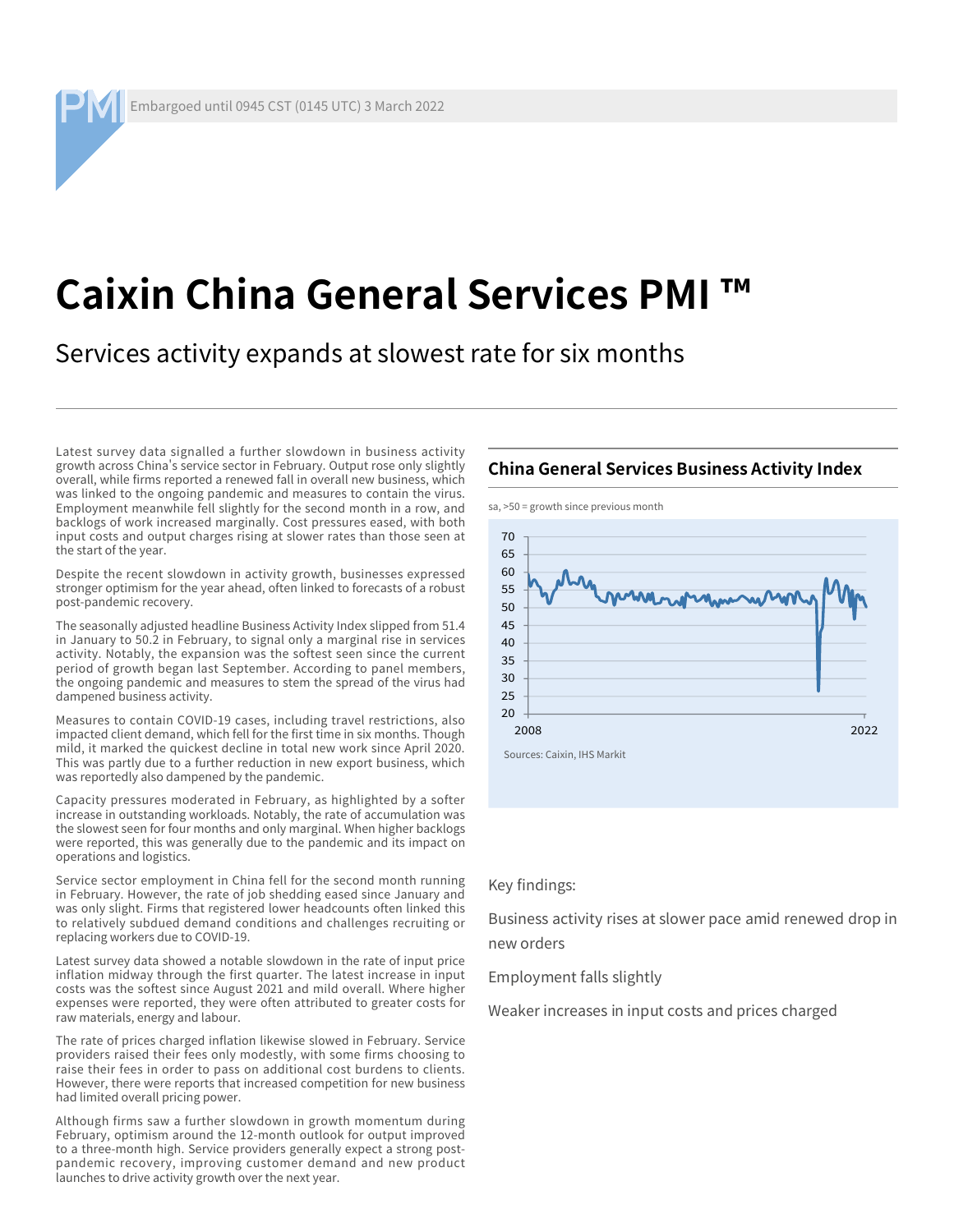Embargoed until 0945 CST (0145 UTC) 3 March 2022

# Caixin China General Services PMI ™

## Services activity expands at slowest rate for six months

Latest survey data signalled a further slowdown in business activity growth across China's service sector in February. Output rose only slightly overall, while firms reported a renewed fall in overall new business, which was linked to the ongoing pandemic and measures to contain the virus. Employment meanwhile fell slightly for the second month in a row, and backlogs of work increased marginally. Cost pressures eased, with both input costs and output charges rising at slower rates than those seen at the start of the year.

Despite the recent slowdown in activity growth, businesses expressed stronger optimism for the year ahead, often linked to forecasts of a robust post-pandemic recovery.

The seasonally adjusted headline Business Activity Index slipped from 51.4 in January to 50.2 in February, to signal only a marginal rise in services activity. Notably, the expansion was the softest seen since the current period of growth began last September. According to panel members, the ongoing pandemic and measures to stem the spread of the virus had dampened business activity.

Measures to contain COVID-19 cases, including travel restrictions, also impacted client demand, which fell for the first time in six months. Though mild, it marked the quickest decline in total new work since April 2020. This was partly due to a further reduction in new export business, which was reportedly also dampened by the pandemic.

Capacity pressures moderated in February, as highlighted by a softer increase in outstanding workloads. Notably, the rate of accumulation was the slowest seen for four months and only marginal. When higher backlogs were reported, this was generally due to the pandemic and its impact on operations and logistics.

Service sector employment in China fell for the second month running in February. However, the rate of job shedding eased since January and was only slight. Firms that registered lower headcounts often linked this to relatively subdued demand conditions and challenges recruiting or replacing workers due to COVID-19.

Latest survey data showed a notable slowdown in the rate of input price inflation midway through the first quarter. The latest increase in input costs was the softest since August 2021 and mild overall. Where higher expenses were reported, they were often attributed to greater costs for raw materials, energy and labour.

The rate of prices charged inflation likewise slowed in February. Service providers raised their fees only modestly, with some firms choosing to raise their fees in order to pass on additional cost burdens to clients. However, there were reports that increased competition for new business had limited overall pricing power.

Although firms saw a further slowdown in growth momentum during February, optimism around the 12-month outlook for output improved to a three-month high. Service providers generally expect a strong post-pandemic recovery, improving customer demand and new product launches to drive activity growth over the next year.

### China General Services Business Activity Index

sa, >50 = growth since previous month

Sources: Caixin, IHS Markit

Key findings:

Business activity rises at slower pace amid renewed drop in new orders

Employment falls slightly

Weaker increases in input costs and prices charged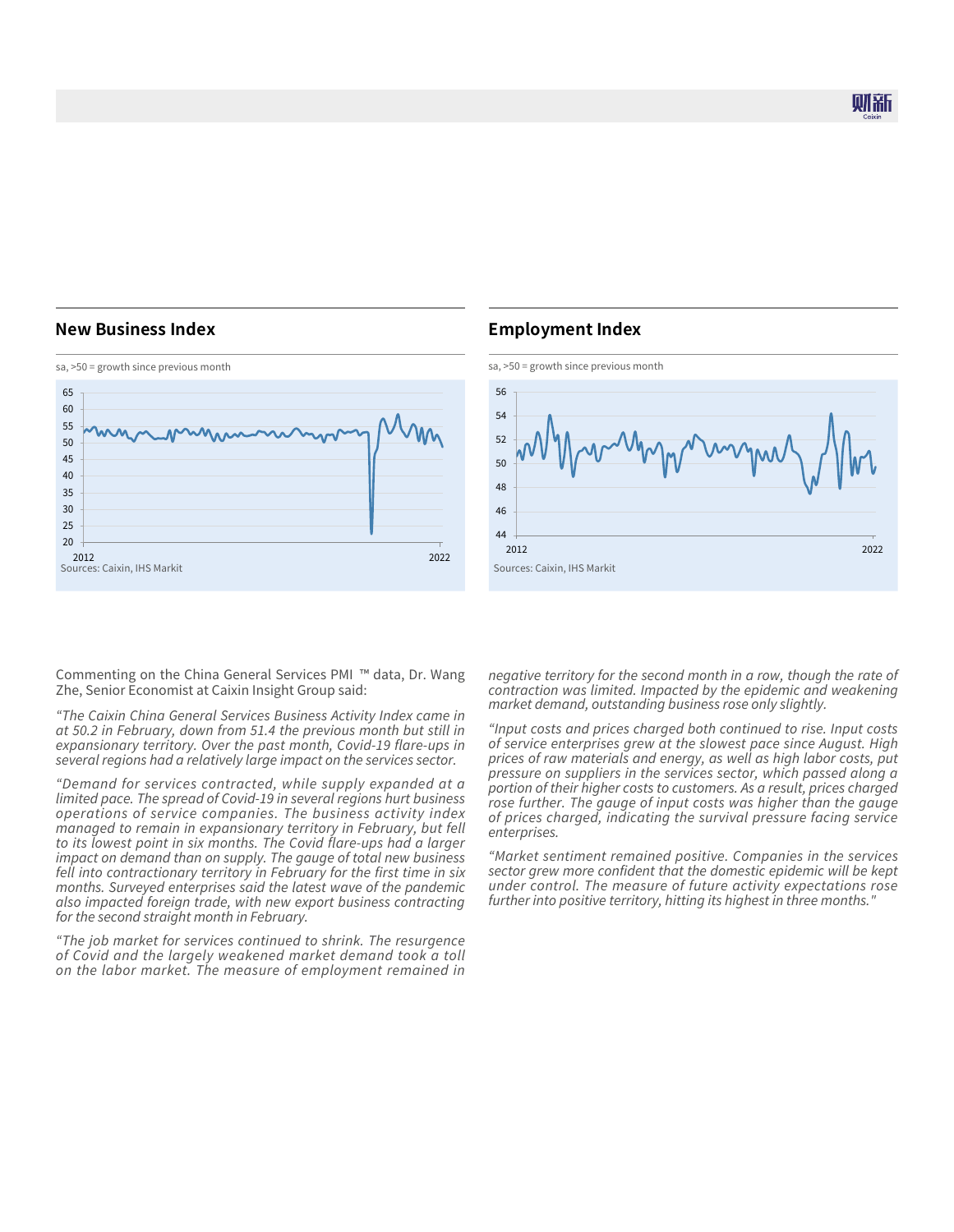## New Business Index

sa, >50 = growth since previous month

Sources: Caixin, IHS Markit

## Employment Index

sa, >50 = growth since previous month

Sources: Caixin, IHS Markit

Commenting on the China General Services PMI ™ data, Dr. Wang Zhe, Senior Economist at Caixin Insight Group said:

*"The Caixin China General Services Business Activity Index came in at 50.2 in February, down from 51.4 the previous month but still in expansionary territory. Over the past month, Covid-19 flare-ups in several regions had a relatively large impact on the services sector.*

*"Demand for services contracted, while supply expanded at a limited pace. The spread of Covid-19 in several regions hurt business operations of service companies. The business activity index managed to remain in expansionary territory in February, but fell to its lowest point in six months. The Covid flare-ups had a larger impact on demand than on supply. The gauge of total new business fell into contractionary territory in February for the first time in six months. Surveyed enterprises said the latest wave of the pandemic also impacted foreign trade, with new export business contracting for the second straight month in February.*

*"The job market for services continued to shrink. The resurgence of Covid and the largely weakened market demand took a toll on the labor market. The measure of employment remained in negative territory for the second month in a row, though the rate of contraction was limited. Impacted by the epidemic and weakening market demand, outstanding business rose only slightly.*

*"Input costs and prices charged both continued to rise. Input costs of service enterprises grew at the slowest pace since August. High prices of raw materials and energy, as well as high labor costs, put pressure on suppliers in the services sector, which passed along a portion of their higher costs to customers. As a result, prices charged rose further. The gauge of input costs was higher than the gauge of prices charged, indicating the survival pressure facing service enterprises.*

*"Market sentiment remained positive. Companies in the services sector grew more confident that the domestic epidemic will be kept under control. The measure of future activity expectations rose further into positive territory, hitting its highest in three months."*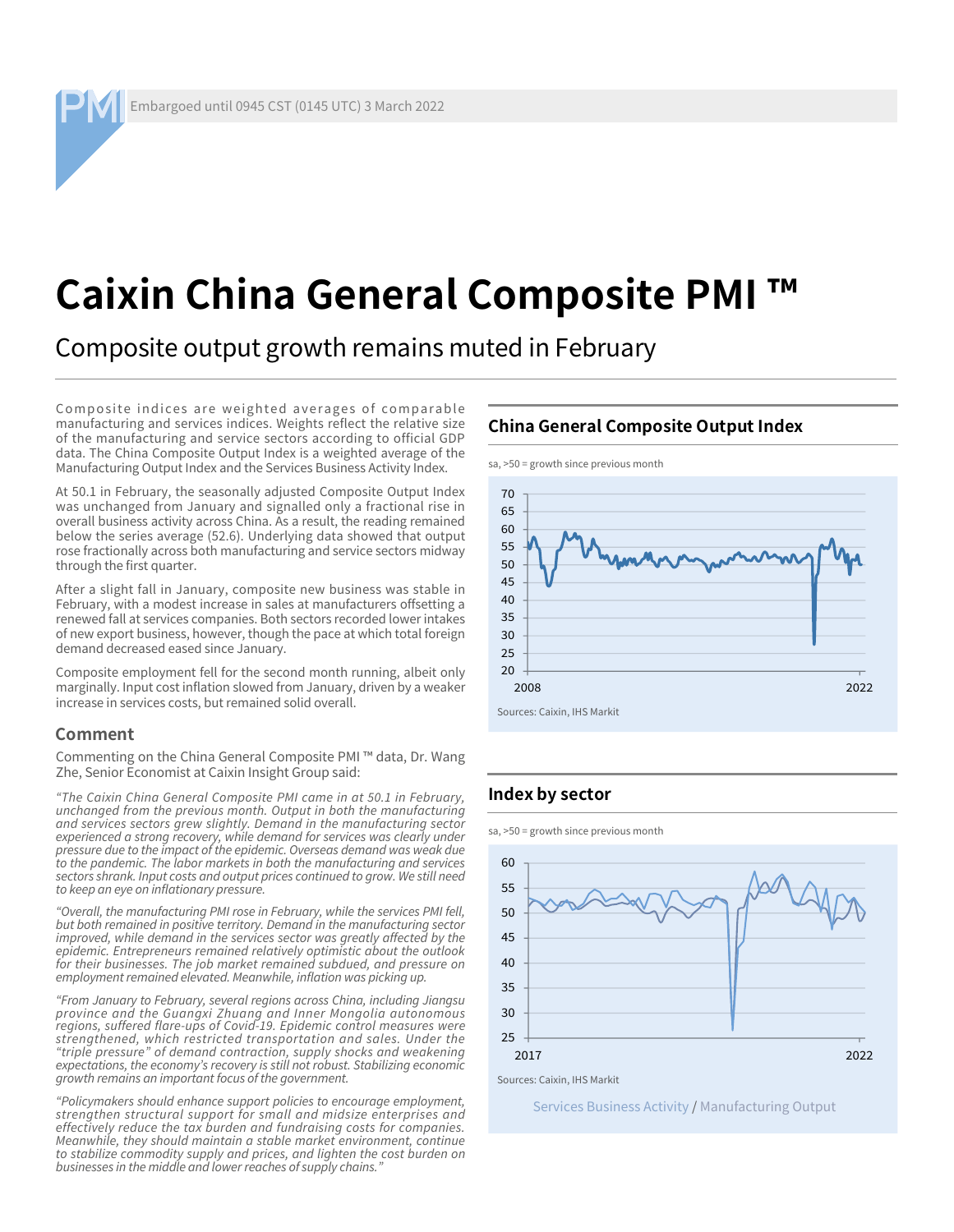Embargoed until 0945 CST (0145 UTC) 3 March 2022

# Caixin China General Composite PMI ™

## Composite output growth remains muted in February

Composite indices are weighted averages of comparable manufacturing and services indices. Weights reflect the relative size of the manufacturing and service sectors according to official GDP data. The China Composite Output Index is a weighted average of the Manufacturing Output Index and the Services Business Activity Index.

At 50.1 in February, the seasonally adjusted Composite Output Index was unchanged from January and signalled only a fractional rise in overall business activity across China. As a result, the reading remained below the series average (52.6). Underlying data showed that output rose fractionally across both manufacturing and service sectors midway through the first quarter.

After a slight fall in January, composite new business was stable in February, with a modest increase in sales at manufacturers offsetting a renewed fall at services companies. Both sectors recorded lower intakes of new export business, however, though the pace at which total foreign demand decreased eased since January.

Composite employment fell for the second month running, albeit only marginally. Input cost inflation slowed from January, driven by a weaker increase in services costs, but remained solid overall.

### Comment

Commenting on the China General Composite PMI ™ data, Dr. Wang Zhe, Senior Economist at Caixin Insight Group said:

*"The Caixin China General Composite PMI came in at 50.1 in February, unchanged from the previous month. Output in both the manufacturing and services sectors grew slightly. Demand in the manufacturing sector experienced a strong recovery, while demand for services was clearly under pressure due to the impact of the epidemic. Overseas demand was weak due to the pandemic. The labor markets in both the manufacturing and services sectors shrank. Input costs and output prices continued to grow. We still need to keep an eye on inflationary pressure.*

*"Overall, the manufacturing PMI rose in February, while the services PMI fell, but both remained in positive territory. Demand in the manufacturing sector improved, while demand in the services sector was greatly affected by the epidemic. Entrepreneurs remained relatively optimistic about the outlook for their businesses. The job market remained subdued, and pressure on employment remained elevated. Meanwhile, inflation was picking up.*

*"From January to February, several regions across China, including Jiangsu province and the Guangxi Zhuang and Inner Mongolia autonomous regions, suffered flare-ups of Covid-19. Epidemic control measures were strengthened, which restricted transportation and sales. Under the "triple pressure" of demand contraction, supply shocks and weakening expectations, the economy's recovery is still not robust. Stabilizing economic growth remains an important focus of the government.*

*"Policymakers should enhance support policies to encourage employment, strengthen structural support for small and midsize enterprises and effectively reduce the tax burden and fundraising costs for companies. Meanwhile, they should maintain a stable market environment, continue to stabilize commodity supply and prices, and lighten the cost burden on businesses in the middle and lower reaches of supply chains."*

### China General Composite Output Index

sa, >50 = growth since previous month

Sources: Caixin, IHS Markit

### Index by sector

sa, >50 = growth since previous month

Sources: Caixin, IHS Markit

Services Business Activity / Manufacturing Output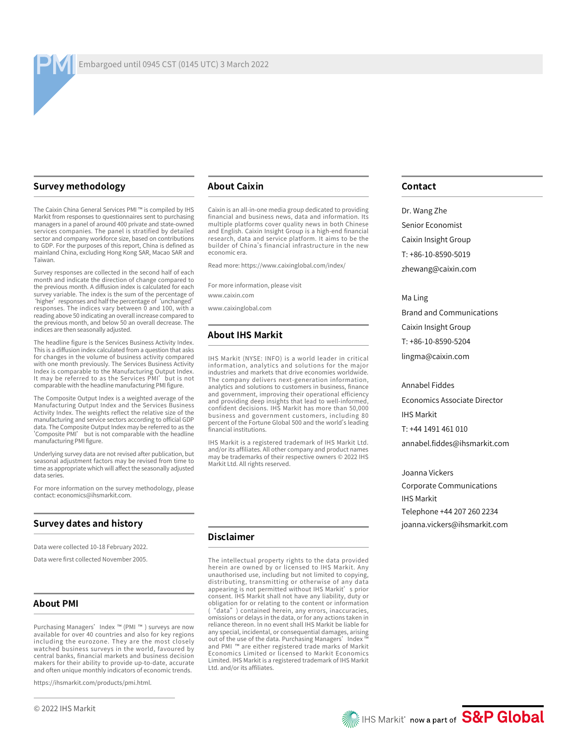Embargoed until 0945 CST (0145 UTC) 3 March 2022

## Survey methodology

The Caixin China General Services PMI ™ is compiled by IHS Markit from responses to questionnaires sent to purchasing managers in a panel of around 400 private and state-owned services companies. The panel is stratified by detailed sector and company workforce size, based on contributions to GDP. For the purposes of this report, China is defined as mainland China, excluding Hong Kong SAR, Macao SAR and Taiwan.

Survey responses are collected in the second half of each month and indicate the direction of change compared to the previous month. A diffusion index is calculated for each survey variable. The index is the sum of the percentage of 'higher' responses and half the percentage of 'unchanged' responses. The indices vary between 0 and 100, with a reading above 50 indicating an overall increase compared to the previous month, and below 50 an overall decrease. The indices are then seasonally adjusted.

The headline figure is the Services Business Activity Index. This is a diffusion index calculated from a question that asks for changes in the volume of business activity compared with one month previously. The Services Business Activity Index is comparable to the Manufacturing Output Index. It may be referred to as the Services PMI' but is not comparable with the headline manufacturing PMI figure.

The Composite Output Index is a weighted average of the Manufacturing Output Index and the Services Business Activity Index. The weights reflect the relative size of the manufacturing and service sectors according to official GDP data. The Composite Output Index may be referred to as the 'Composite PMI' but is not comparable with the headline manufacturing PMI figure.

Underlying survey data are not revised after publication, but seasonal adjustment factors may be revised from time to time as appropriate which will affect the seasonally adjusted data series.

For more information on the survey methodology, please contact: economics@ihsmarkit.com.

## Survey dates and history

Data were collected 10-18 February 2022.

Data were first collected November 2005.

## About PMI

Purchasing Managers' Index ™ (PMI ™ ) surveys are now available for over 40 countries and also for key regions including the eurozone. They are the most closely watched business surveys in the world, favoured by central banks, financial markets and business decision makers for their ability to provide up-to-date, accurate and often unique monthly indicators of economic trends.

https://ihsmarkit.com/products/pmi.html.

## About Caixin

Caixin is an all-in-one media group dedicated to providing financial and business news, data and information. Its multiple platforms cover quality news in both Chinese and English. Caixin Insight Group is a high-end financial research, data and service platform. It aims to be the builder of China's financial infrastructure in the new economic era.

Read more: https://www.caixinglobal.com/index/

For more information, please visit

www.caixin.com

www.caixinglobal.com

## About IHS Markit

IHS Markit (NYSE: INFO) is a world leader in critical information, analytics and solutions for the major industries and markets that drive economies worldwide. The company delivers next-generation information, analytics and solutions to customers in business, finance and government, improving their operational efficiency and providing deep insights that lead to well-informed, confident decisions. IHS Markit has more than 50,000 business and government customers, including 80 percent of the Fortune Global 500 and the world's leading financial institutions.

IHS Markit is a registered trademark of IHS Markit Ltd. and/or its affiliates. All other company and product names may be trademarks of their respective owners © 2022 IHS Markit Ltd. All rights reserved.

## Disclaimer

The intellectual property rights to the data provided herein are owned by or licensed to IHS Markit. Any unauthorised use, including but not limited to copying, distributing, transmitting or otherwise of any data appearing is not permitted without IHS Markit's prior consent. IHS Markit shall not have any liability, duty or obligation for or relating to the content or information ("data") contained herein, any errors, inaccuracies, omissions or delays in the data, or for any actions taken in reliance thereon. In no event shall IHS Markit be liable for any special, incidental, or consequential damages, arising out of the use of the data. Purchasing Managers' Index ™ and PMI ™ are either registered trade marks of Markit Economics Limited or licensed to Markit Economics Limited. IHS Markit is a registered trademark of IHS Markit Ltd. and/or its affiliates.

## Contact

Dr. Wang Zhe
Senior Economist
Caixin Insight Group
T: +86-10-8590-5019
zhewang@caixin.com

Ma Ling
Brand and Communications
Caixin Insight Group
T: +86-10-8590-5204
lingma@caixin.com

Annabel Fiddes
Economics Associate Director
IHS Markit
T: +44 1491 461 010
annabel.fiddes@ihsmarkit.com

Joanna Vickers
Corporate Communications
IHS Markit
Telephone +44 207 260 2234
joanna.vickers@ihsmarkit.com

© 2022 IHS Markit

IHS Markit now a part of S&P Global